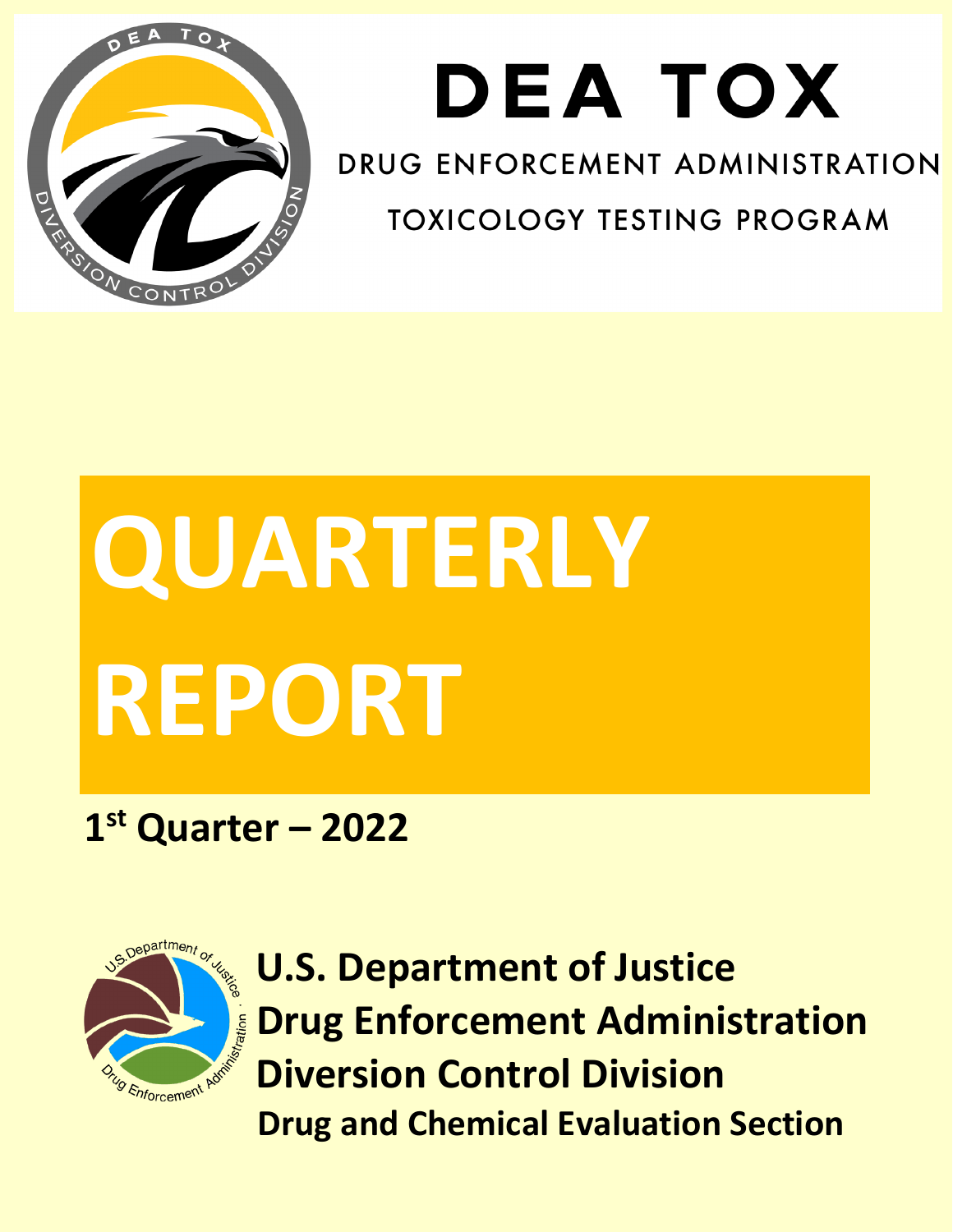# DEA TOX

DRUG ENFORCEMENT ADMINISTRATION

TOXICOLOGY TESTING PROGRAM

# QUARTERLY REPORT

**1st Quarter – 2022**

**U.S. Department of Justice**

**Drug Enforcement Administration**

**Diversion Control Division**

**Drug and Chemical Evaluation Section**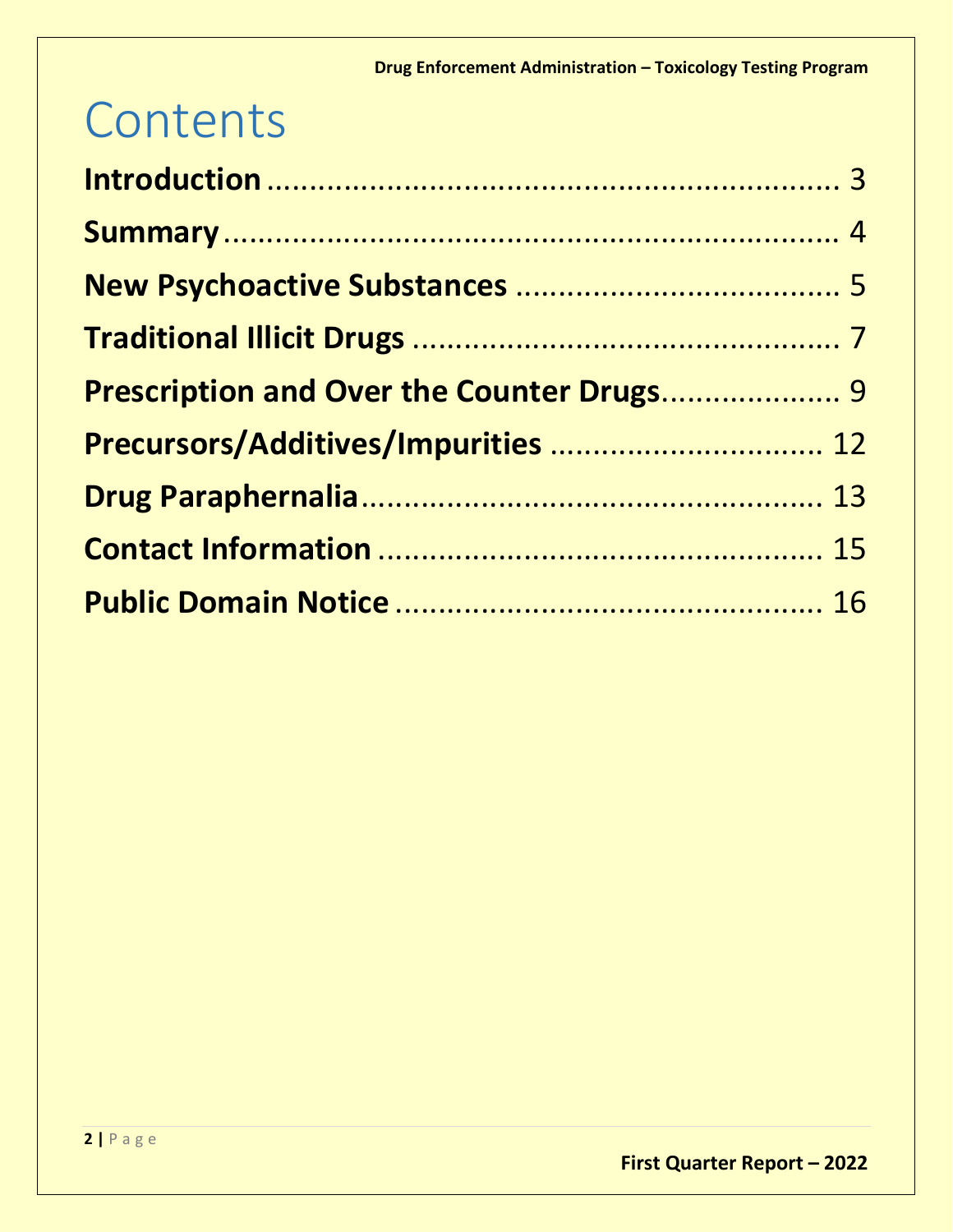# Contents

**Introduction** ........................................................... 3

**Summary** ............................................................... 4

**New Psychoactive Substances** ..................................... 5

**Traditional Illicit Drugs** .............................................. 7

**Prescription and Over the Counter Drugs** .................... 9

**Precursors/Additives/Impurities** ................................ 12

**Drug Paraphernalia** .................................................. 13

**Contact Information** ................................................ 15

**Public Domain Notice** .............................................. 16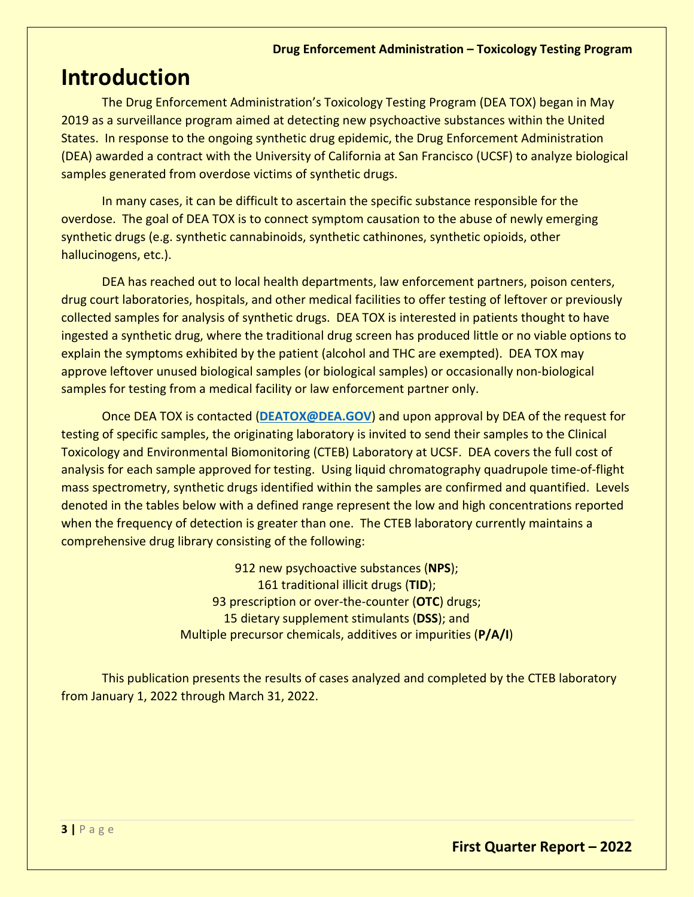# Introduction

The Drug Enforcement Administration's Toxicology Testing Program (DEA TOX) began in May 2019 as a surveillance program aimed at detecting new psychoactive substances within the United States. In response to the ongoing synthetic drug epidemic, the Drug Enforcement Administration (DEA) awarded a contract with the University of California at San Francisco (UCSF) to analyze biological samples generated from overdose victims of synthetic drugs.

In many cases, it can be difficult to ascertain the specific substance responsible for the overdose. The goal of DEA TOX is to connect symptom causation to the abuse of newly emerging synthetic drugs (e.g. synthetic cannabinoids, synthetic cathinones, synthetic opioids, other hallucinogens, etc.).

DEA has reached out to local health departments, law enforcement partners, poison centers, drug court laboratories, hospitals, and other medical facilities to offer testing of leftover or previously collected samples for analysis of synthetic drugs. DEA TOX is interested in patients thought to have ingested a synthetic drug, where the traditional drug screen has produced little or no viable options to explain the symptoms exhibited by the patient (alcohol and THC are exempted). DEA TOX may approve leftover unused biological samples (or biological samples) or occasionally non-biological samples for testing from a medical facility or law enforcement partner only.

Once DEA TOX is contacted (**DEATOX@DEA.GOV**) and upon approval by DEA of the request for testing of specific samples, the originating laboratory is invited to send their samples to the Clinical Toxicology and Environmental Biomonitoring (CTEB) Laboratory at UCSF. DEA covers the full cost of analysis for each sample approved for testing. Using liquid chromatography quadrupole time-of-flight mass spectrometry, synthetic drugs identified within the samples are confirmed and quantified. Levels denoted in the tables below with a defined range represent the low and high concentrations reported when the frequency of detection is greater than one. The CTEB laboratory currently maintains a comprehensive drug library consisting of the following:

912 new psychoactive substances (**NPS**);
161 traditional illicit drugs (**TID**);
93 prescription or over-the-counter (**OTC**) drugs;
15 dietary supplement stimulants (**DSS**); and
Multiple precursor chemicals, additives or impurities (**P/A/I**)

This publication presents the results of cases analyzed and completed by the CTEB laboratory from January 1, 2022 through March 31, 2022.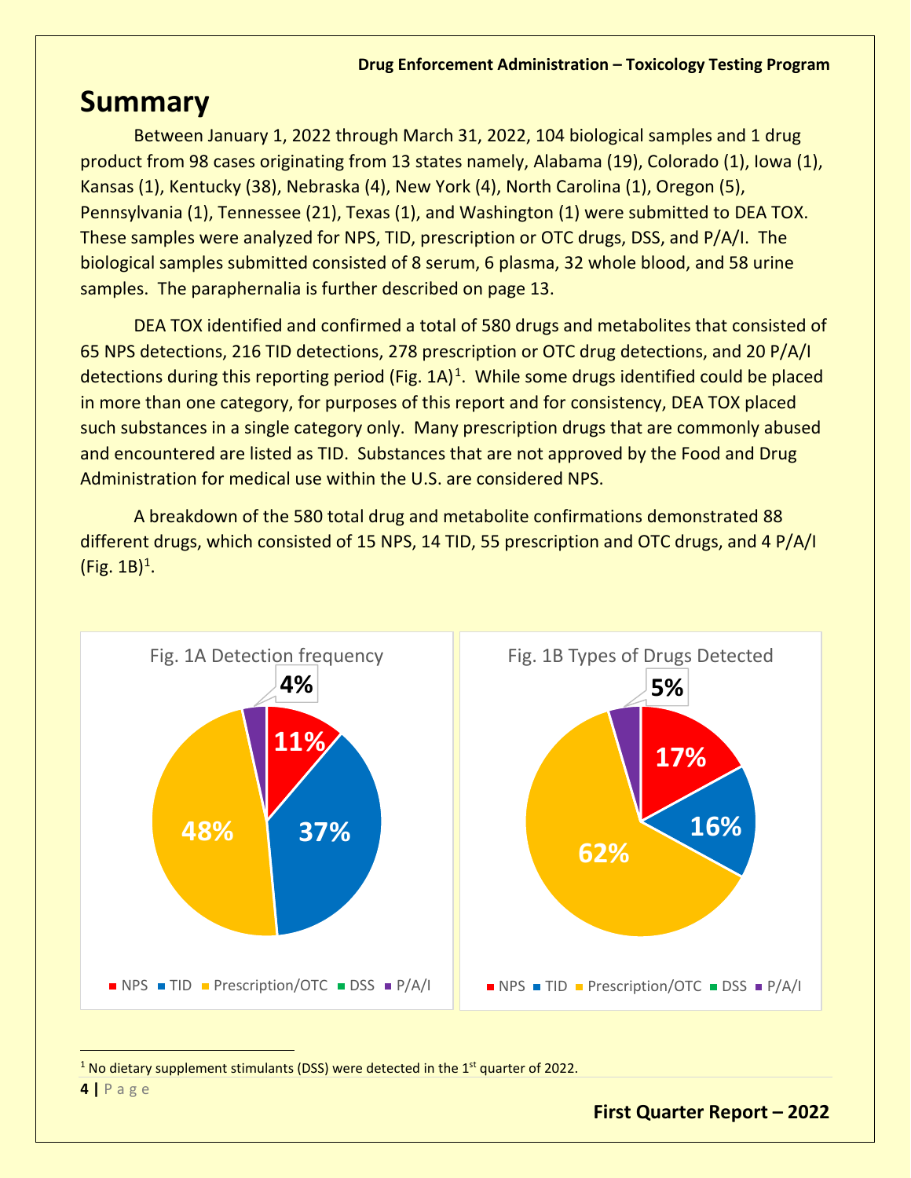# Summary

Between January 1, 2022 through March 31, 2022, 104 biological samples and 1 drug product from 98 cases originating from 13 states namely, Alabama (19), Colorado (1), Iowa (1), Kansas (1), Kentucky (38), Nebraska (4), New York (4), North Carolina (1), Oregon (5), Pennsylvania (1), Tennessee (21), Texas (1), and Washington (1) were submitted to DEA TOX. These samples were analyzed for NPS, TID, prescription or OTC drugs, DSS, and P/A/I. The biological samples submitted consisted of 8 serum, 6 plasma, 32 whole blood, and 58 urine samples. The paraphernalia is further described on page 13.

DEA TOX identified and confirmed a total of 580 drugs and metabolites that consisted of 65 NPS detections, 216 TID detections, 278 prescription or OTC drug detections, and 20 P/A/I detections during this reporting period (Fig. 1A)[1]. While some drugs identified could be placed in more than one category, for purposes of this report and for consistency, DEA TOX placed such substances in a single category only. Many prescription drugs that are commonly abused and encountered are listed as TID. Substances that are not approved by the Food and Drug Administration for medical use within the U.S. are considered NPS.

A breakdown of the 580 total drug and metabolite confirmations demonstrated 88 different drugs, which consisted of 15 NPS, 14 TID, 55 prescription and OTC drugs, and 4 P/A/I (Fig. 1B)[1].

**Fig. 1A Detection frequency**

| Category | Percent |
| --- | --- |
| NPS | 11% |
| TID | 37% |
| Prescription/OTC | 48% |
| DSS | |
| P/A/I | 4% |

**Fig. 1B Types of Drugs Detected**

| Category | Percent |
| --- | --- |
| NPS | 17% |
| TID | 16% |
| Prescription/OTC | 62% |
| DSS | |
| P/A/I | 5% |

[1] No dietary supplement stimulants (DSS) were detected in the 1st quarter of 2022.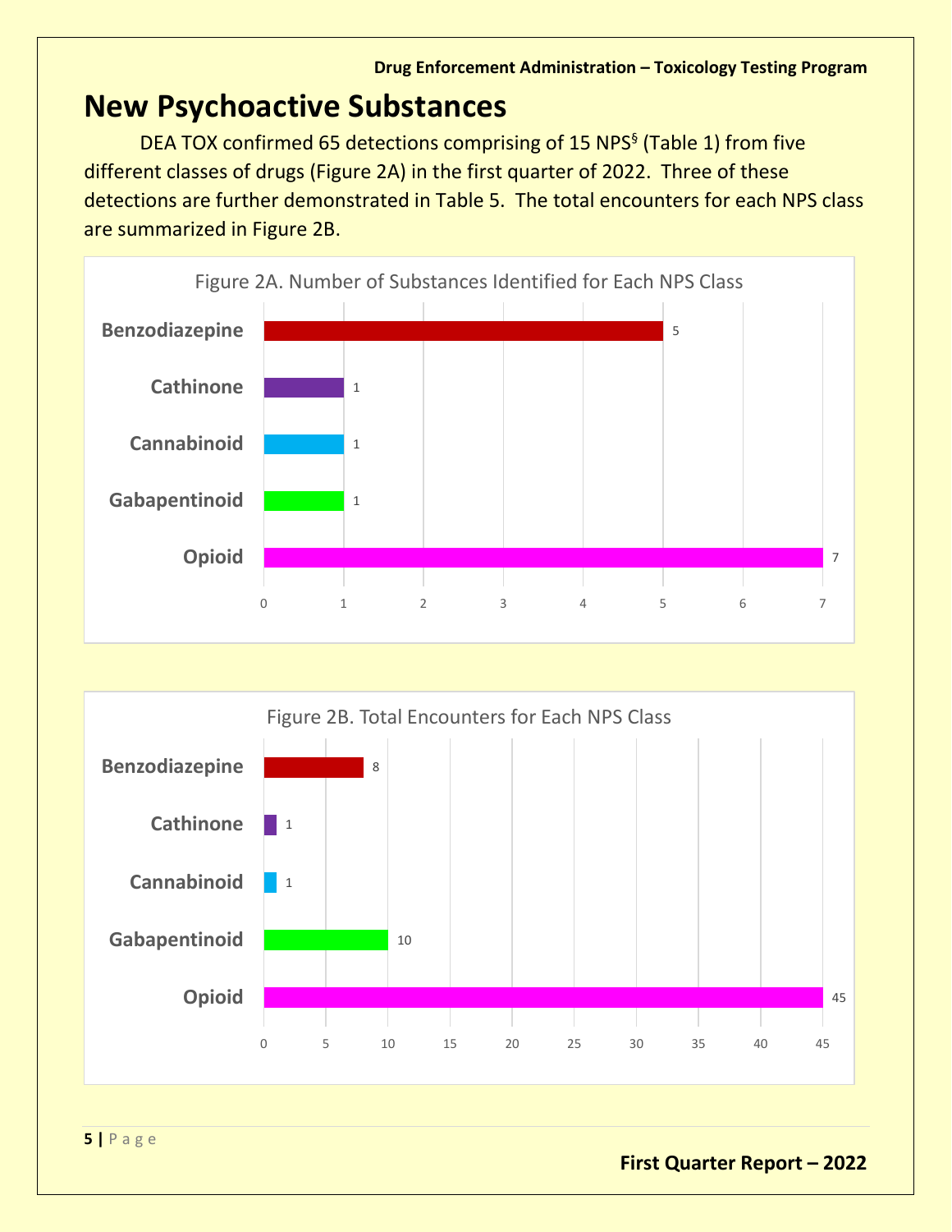# New Psychoactive Substances

DEA TOX confirmed 65 detections comprising of 15 NPS§ (Table 1) from five different classes of drugs (Figure 2A) in the first quarter of 2022. Three of these detections are further demonstrated in Table 5. The total encounters for each NPS class are summarized in Figure 2B.

Figure 2A. Number of Substances Identified for Each NPS Class

| NPS Class | Number of Substances |
| --- | --- |
| Benzodiazepine | 5 |
| Cathinone | 1 |
| Cannabinoid | 1 |
| Gabapentinoid | 1 |
| Opioid | 7 |

Figure 2B. Total Encounters for Each NPS Class

| NPS Class | Total Encounters |
| --- | --- |
| Benzodiazepine | 8 |
| Cathinone | 1 |
| Cannabinoid | 1 |
| Gabapentinoid | 10 |
| Opioid | 45 |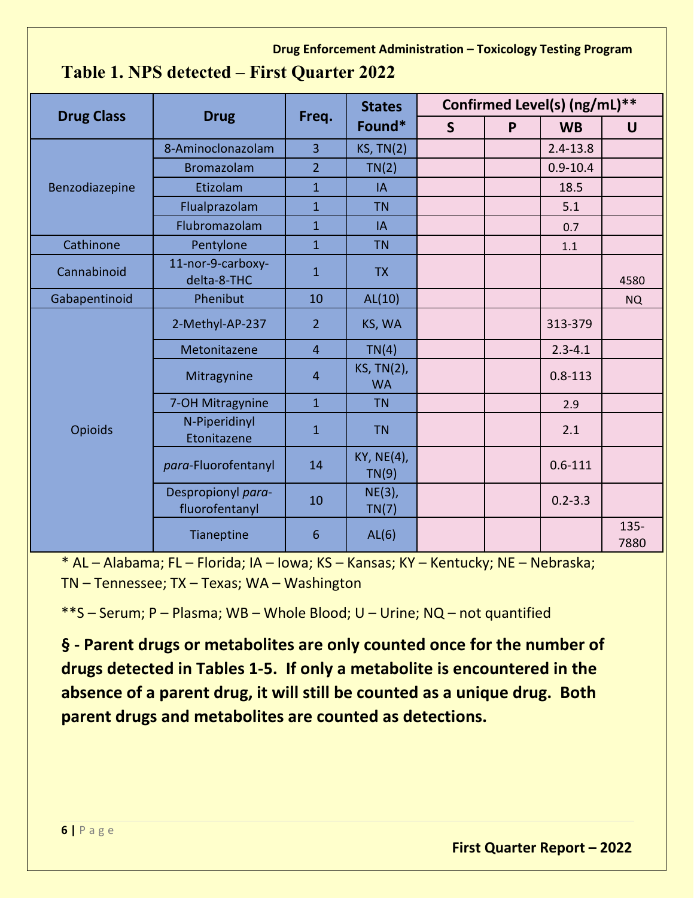## Table 1. NPS detected – First Quarter 2022

| Drug Class | Drug | Freq. | States Found* | Confirmed Level(s) (ng/mL)** | | | |
|---|---|---|---|---|---|---|---|
| | | | | S | P | WB | U |
| Benzodiazepine | 8-Aminoclonazolam | 3 | KS, TN(2) | | | 2.4-13.8 | |
| | Bromazolam | 2 | TN(2) | | | 0.9-10.4 | |
| | Etizolam | 1 | IA | | | 18.5 | |
| | Flualprazolam | 1 | TN | | | 5.1 | |
| | Flubromazolam | 1 | IA | | | 0.7 | |
| Cathinone | Pentylone | 1 | TN | | | 1.1 | |
| Cannabinoid | 11-nor-9-carboxy-delta-8-THC | 1 | TX | | | | 4580 |
| Gabapentinoid | Phenibut | 10 | AL(10) | | | | NQ |
| Opioids | 2-Methyl-AP-237 | 2 | KS, WA | | | 313-379 | |
| | Metonitazene | 4 | TN(4) | | | 2.3-4.1 | |
| | Mitragynine | 4 | KS, TN(2), WA | | | 0.8-113 | |
| | 7-OH Mitragynine | 1 | TN | | | 2.9 | |
| | N-Piperidinyl Etonitazene | 1 | TN | | | 2.1 | |
| | *para*-Fluorofentanyl | 14 | KY, NE(4), TN(9) | | | 0.6-111 | |
| | Despropionyl *para*-fluorofentanyl | 10 | NE(3), TN(7) | | | 0.2-3.3 | |
| | Tianeptine | 6 | AL(6) | | | | 135-7880 |

* AL – Alabama; FL – Florida; IA – Iowa; KS – Kansas; KY – Kentucky; NE – Nebraska; TN – Tennessee; TX – Texas; WA – Washington

**S – Serum; P – Plasma; WB – Whole Blood; U – Urine; NQ – not quantified

**§ - Parent drugs or metabolites are only counted once for the number of drugs detected in Tables 1-5. If only a metabolite is encountered in the absence of a parent drug, it will still be counted as a unique drug. Both parent drugs and metabolites are counted as detections.**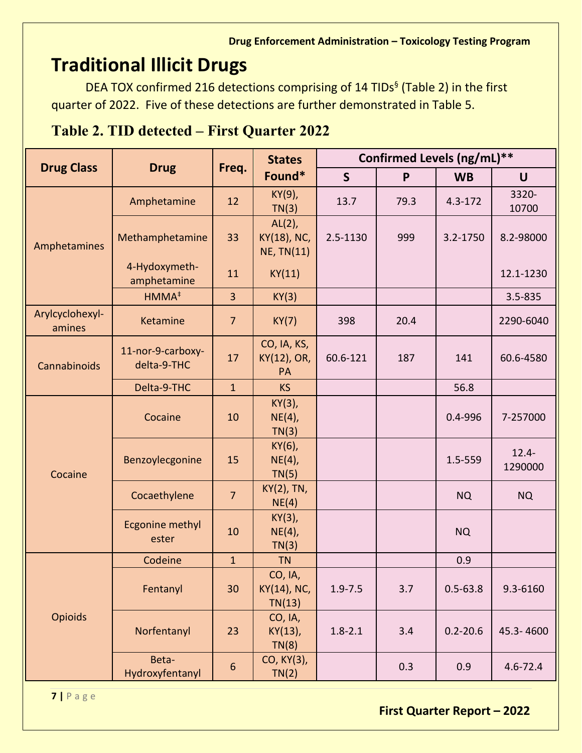# Traditional Illicit Drugs

DEA TOX confirmed 216 detections comprising of 14 TIDs[§] (Table 2) in the first quarter of 2022. Five of these detections are further demonstrated in Table 5.

## Table 2. TID detected – First Quarter 2022

| Drug Class | Drug | Freq. | States Found* | Confirmed Levels (ng/mL)** | | | |
|---|---|---|---|---|---|---|---|
| | | | | S | P | WB | U |
| Amphetamines | Amphetamine | 12 | KY(9), TN(3) | 13.7 | 79.3 | 4.3-172 | 3320-10700 |
| | Methamphetamine | 33 | AL(2), KY(18), NC, NE, TN(11) | 2.5-1130 | 999 | 3.2-1750 | 8.2-98000 |
| | 4-Hydoxymeth-amphetamine | 11 | KY(11) | | | | 12.1-1230 |
| | HMMA[‡] | 3 | KY(3) | | | | 3.5-835 |
| Arylcyclohexyl-amines | Ketamine | 7 | KY(7) | 398 | 20.4 | | 2290-6040 |
| Cannabinoids | 11-nor-9-carboxy-delta-9-THC | 17 | CO, IA, KS, KY(12), OR, PA | 60.6-121 | 187 | 141 | 60.6-4580 |
| | Delta-9-THC | 1 | KS | | | 56.8 | |
| Cocaine | Cocaine | 10 | KY(3), NE(4), TN(3) | | | 0.4-996 | 7-257000 |
| | Benzoylecgonine | 15 | KY(6), NE(4), TN(5) | | | 1.5-559 | 12.4-1290000 |
| | Cocaethylene | 7 | KY(2), TN, NE(4) | | | NQ | NQ |
| | Ecgonine methyl ester | 10 | KY(3), NE(4), TN(3) | | | NQ | |
| Opioids | Codeine | 1 | TN | | | 0.9 | |
| | Fentanyl | 30 | CO, IA, KY(14), NC, TN(13) | 1.9-7.5 | 3.7 | 0.5-63.8 | 9.3-6160 |
| | Norfentanyl | 23 | CO, IA, KY(13), TN(8) | 1.8-2.1 | 3.4 | 0.2-20.6 | 45.3- 4600 |
| | Beta-Hydroxyfentanyl | 6 | CO, KY(3), TN(2) | | 0.3 | 0.9 | 4.6-72.4 |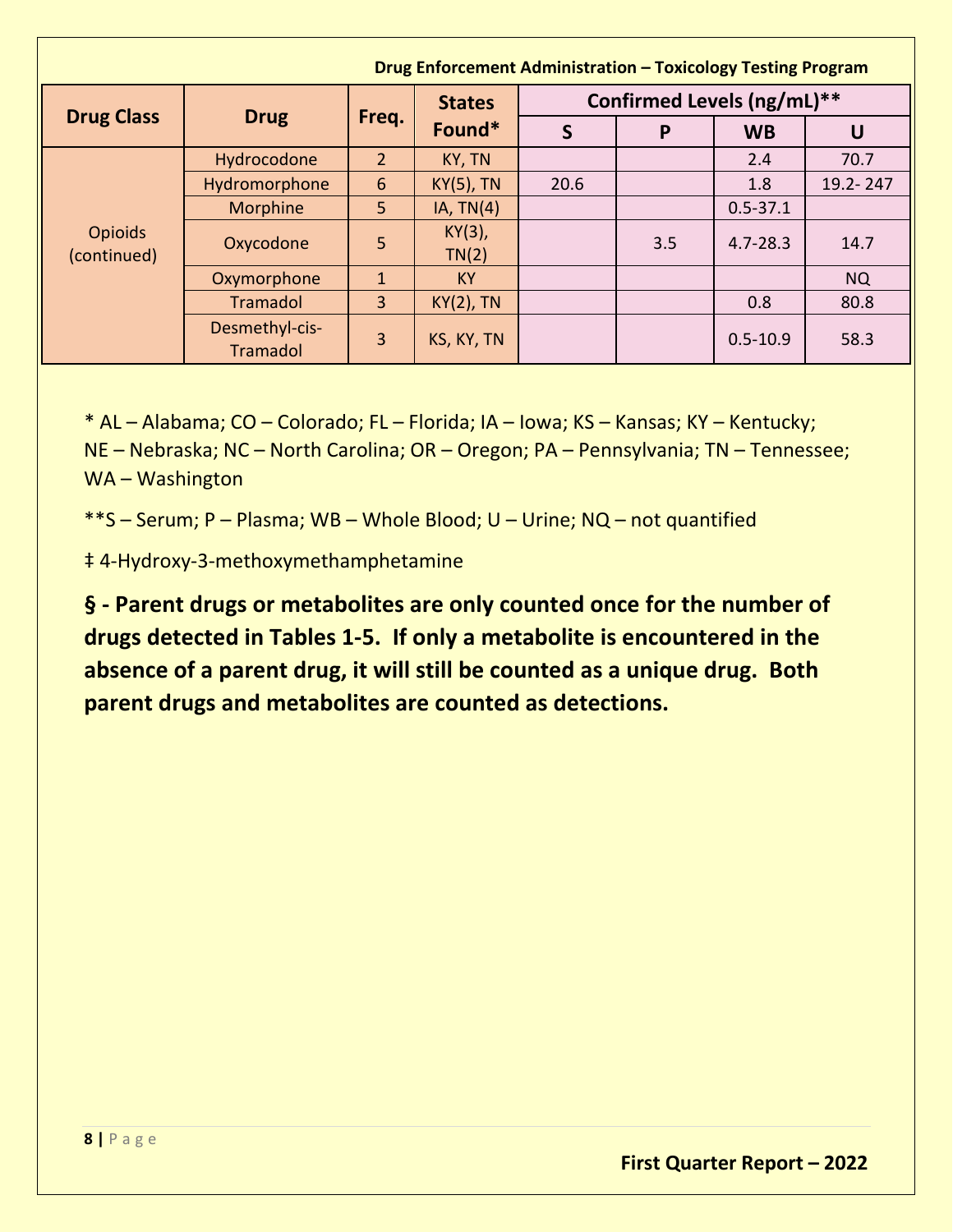| Drug Class | Drug | Freq. | States Found* | Confirmed Levels (ng/mL)** | | | |
|---|---|---|---|---|---|---|---|
| | | | | S | P | WB | U |
| Opioids (continued) | Hydrocodone | 2 | KY, TN | | | 2.4 | 70.7 |
| | Hydromorphone | 6 | KY(5), TN | 20.6 | | 1.8 | 19.2- 247 |
| | Morphine | 5 | IA, TN(4) | | | 0.5-37.1 | |
| | Oxycodone | 5 | KY(3), TN(2) | | 3.5 | 4.7-28.3 | 14.7 |
| | Oxymorphone | 1 | KY | | | | NQ |
| | Tramadol | 3 | KY(2), TN | | | 0.8 | 80.8 |
| | Desmethyl-cis-Tramadol | 3 | KS, KY, TN | | | 0.5-10.9 | 58.3 |

* AL – Alabama; CO – Colorado; FL – Florida; IA – Iowa; KS – Kansas; KY – Kentucky; NE – Nebraska; NC – North Carolina; OR – Oregon; PA – Pennsylvania; TN – Tennessee; WA – Washington

**S – Serum; P – Plasma; WB – Whole Blood; U – Urine; NQ – not quantified

‡ 4-Hydroxy-3-methoxymethamphetamine

**§ - Parent drugs or metabolites are only counted once for the number of drugs detected in Tables 1-5. If only a metabolite is encountered in the absence of a parent drug, it will still be counted as a unique drug. Both parent drugs and metabolites are counted as detections.**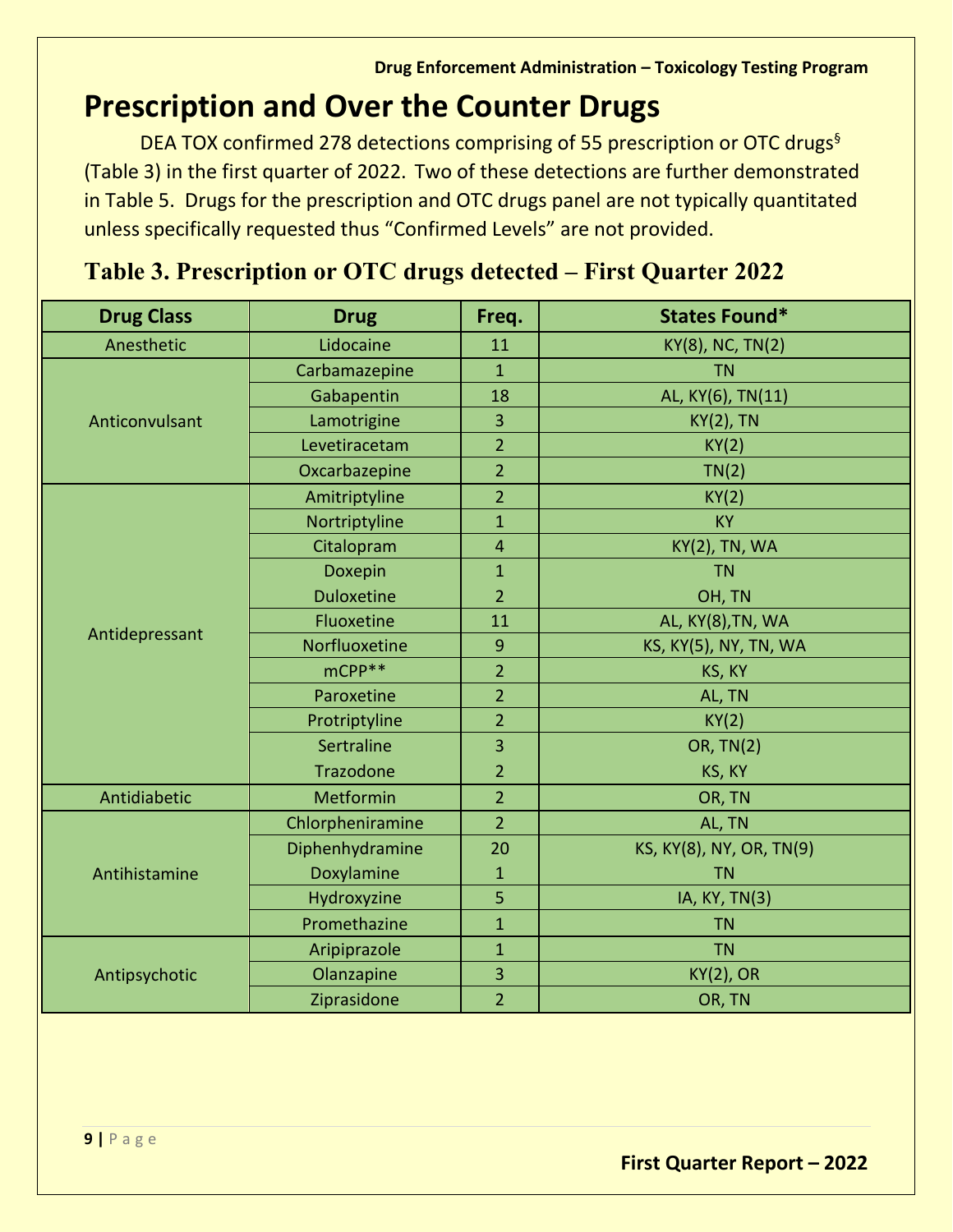# Prescription and Over the Counter Drugs

DEA TOX confirmed 278 detections comprising of 55 prescription or OTC drugs[§] (Table 3) in the first quarter of 2022. Two of these detections are further demonstrated in Table 5. Drugs for the prescription and OTC drugs panel are not typically quantitated unless specifically requested thus "Confirmed Levels" are not provided.

## Table 3. Prescription or OTC drugs detected – First Quarter 2022

| Drug Class | Drug | Freq. | States Found* |
|---|---|---|---|
| Anesthetic | Lidocaine | 11 | KY(8), NC, TN(2) |
| Anticonvulsant | Carbamazepine | 1 | TN |
| | Gabapentin | 18 | AL, KY(6), TN(11) |
| | Lamotrigine | 3 | KY(2), TN |
| | Levetiracetam | 2 | KY(2) |
| | Oxcarbazepine | 2 | TN(2) |
| Antidepressant | Amitriptyline | 2 | KY(2) |
| | Nortriptyline | 1 | KY |
| | Citalopram | 4 | KY(2), TN, WA |
| | Doxepin | 1 | TN |
| | Duloxetine | 2 | OH, TN |
| | Fluoxetine | 11 | AL, KY(8),TN, WA |
| | Norfluoxetine | 9 | KS, KY(5), NY, TN, WA |
| | mCPP** | 2 | KS, KY |
| | Paroxetine | 2 | AL, TN |
| | Protriptyline | 2 | KY(2) |
| | Sertraline | 3 | OR, TN(2) |
| | Trazodone | 2 | KS, KY |
| Antidiabetic | Metformin | 2 | OR, TN |
| Antihistamine | Chlorpheniramine | 2 | AL, TN |
| | Diphenhydramine | 20 | KS, KY(8), NY, OR, TN(9) |
| | Doxylamine | 1 | TN |
| | Hydroxyzine | 5 | IA, KY, TN(3) |
| | Promethazine | 1 | TN |
| Antipsychotic | Aripiprazole | 1 | TN |
| | Olanzapine | 3 | KY(2), OR |
| | Ziprasidone | 2 | OR, TN |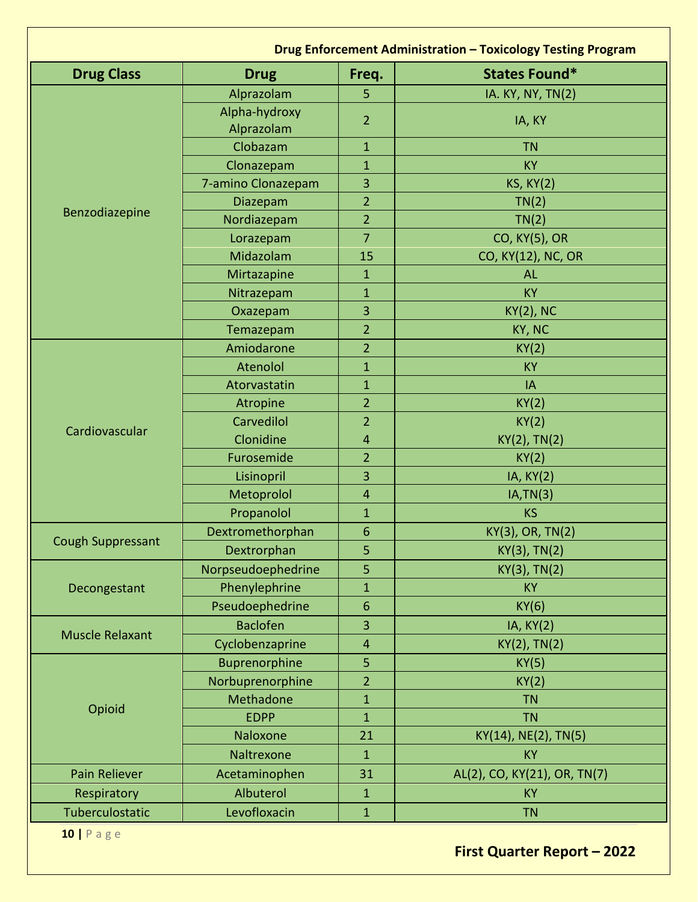| Drug Class | Drug | Freq. | States Found* |
|---|---|---|---|
| Benzodiazepine | Alprazolam | 5 | IA. KY, NY, TN(2) |
| | Alpha-hydroxy Alprazolam | 2 | IA, KY |
| | Clobazam | 1 | TN |
| | Clonazepam | 1 | KY |
| | 7-amino Clonazepam | 3 | KS, KY(2) |
| | Diazepam | 2 | TN(2) |
| | Nordiazepam | 2 | TN(2) |
| | Lorazepam | 7 | CO, KY(5), OR |
| | Midazolam | 15 | CO, KY(12), NC, OR |
| | Mirtazapine | 1 | AL |
| | Nitrazepam | 1 | KY |
| | Oxazepam | 3 | KY(2), NC |
| | Temazepam | 2 | KY, NC |
| Cardiovascular | Amiodarone | 2 | KY(2) |
| | Atenolol | 1 | KY |
| | Atorvastatin | 1 | IA |
| | Atropine | 2 | KY(2) |
| | Carvedilol | 2 | KY(2) |
| | Clonidine | 4 | KY(2), TN(2) |
| | Furosemide | 2 | KY(2) |
| | Lisinopril | 3 | IA, KY(2) |
| | Metoprolol | 4 | IA,TN(3) |
| | Propanolol | 1 | KS |
| Cough Suppressant | Dextromethorphan | 6 | KY(3), OR, TN(2) |
| | Dextrorphan | 5 | KY(3), TN(2) |
| Decongestant | Norpseudoephedrine | 5 | KY(3), TN(2) |
| | Phenylephrine | 1 | KY |
| | Pseudoephedrine | 6 | KY(6) |
| Muscle Relaxant | Baclofen | 3 | IA, KY(2) |
| | Cyclobenzaprine | 4 | KY(2), TN(2) |
| Opioid | Buprenorphine | 5 | KY(5) |
| | Norbuprenorphine | 2 | KY(2) |
| | Methadone | 1 | TN |
| | EDPP | 1 | TN |
| | Naloxone | 21 | KY(14), NE(2), TN(5) |
| | Naltrexone | 1 | KY |
| Pain Reliever | Acetaminophen | 31 | AL(2), CO, KY(21), OR, TN(7) |
| Respiratory | Albuterol | 1 | KY |
| Tuberculostatic | Levofloxacin | 1 | TN |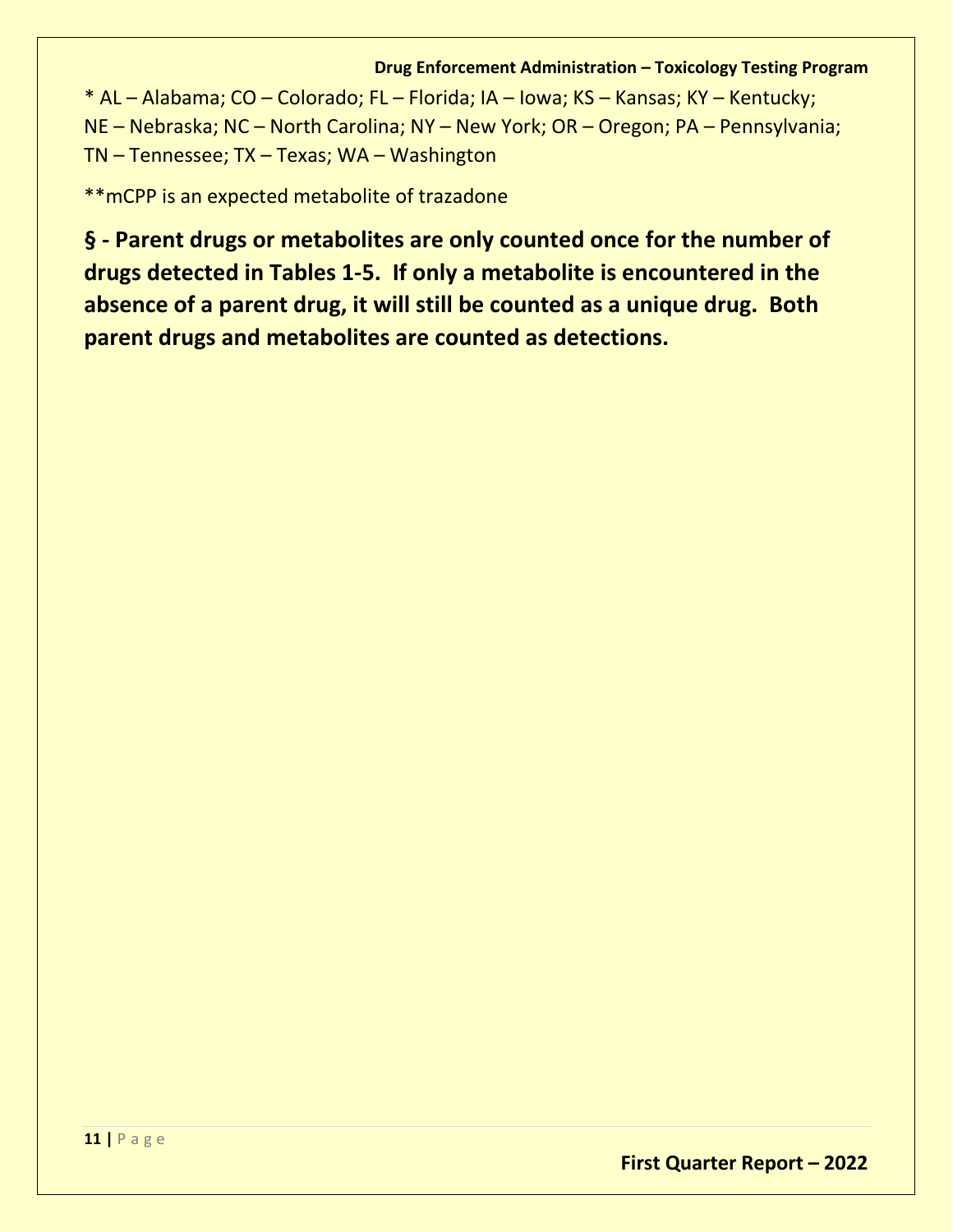* AL – Alabama; CO – Colorado; FL – Florida; IA – Iowa; KS – Kansas; KY – Kentucky; NE – Nebraska; NC – North Carolina; NY – New York; OR – Oregon; PA – Pennsylvania; TN – Tennessee; TX – Texas; WA – Washington

**mCPP is an expected metabolite of trazadone

**§ - Parent drugs or metabolites are only counted once for the number of drugs detected in Tables 1-5. If only a metabolite is encountered in the absence of a parent drug, it will still be counted as a unique drug. Both parent drugs and metabolites are counted as detections.**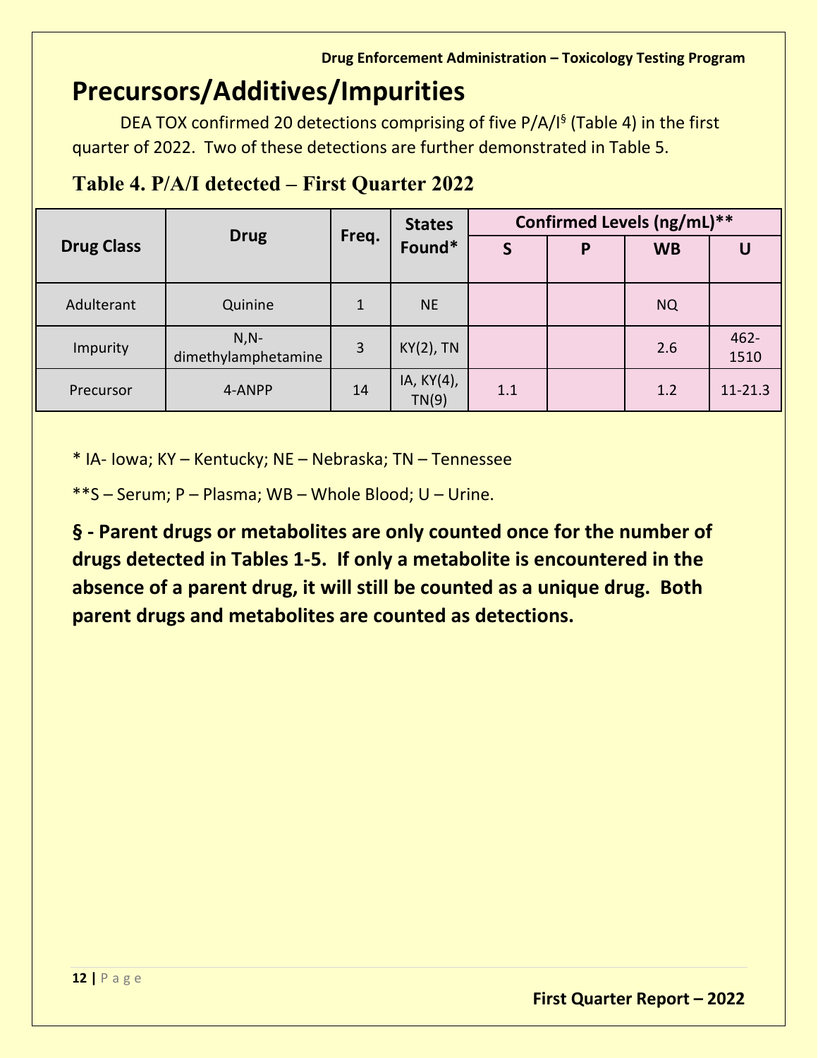# Precursors/Additives/Impurities

DEA TOX confirmed 20 detections comprising of five P/A/I§ (Table 4) in the first quarter of 2022. Two of these detections are further demonstrated in Table 5.

## Table 4. P/A/I detected – First Quarter 2022

| Drug Class | Drug | Freq. | States Found* | Confirmed Levels (ng/mL)** | | | |
|---|---|---|---|---|---|---|---|
| | | | | S | P | WB | U |
| Adulterant | Quinine | 1 | NE | | | NQ | |
| Impurity | N,N-dimethylamphetamine | 3 | KY(2), TN | | | 2.6 | 462-1510 |
| Precursor | 4-ANPP | 14 | IA, KY(4), TN(9) | 1.1 | | 1.2 | 11-21.3 |

* IA- Iowa; KY – Kentucky; NE – Nebraska; TN – Tennessee

**S – Serum; P – Plasma; WB – Whole Blood; U – Urine.

**§ - Parent drugs or metabolites are only counted once for the number of drugs detected in Tables 1-5. If only a metabolite is encountered in the absence of a parent drug, it will still be counted as a unique drug. Both parent drugs and metabolites are counted as detections.**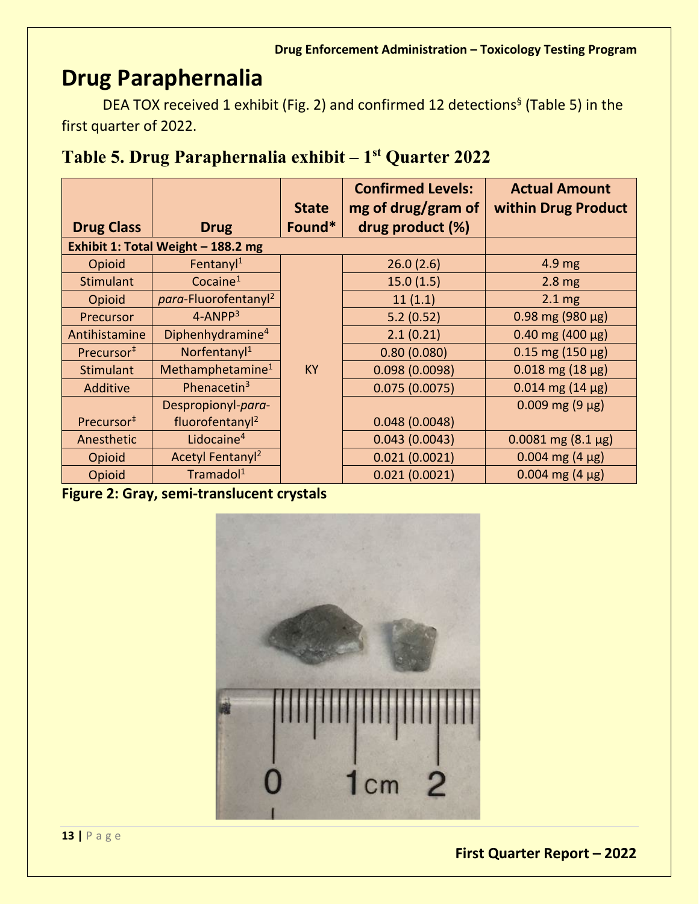# Drug Paraphernalia

DEA TOX received 1 exhibit (Fig. 2) and confirmed 12 detections[§] (Table 5) in the first quarter of 2022.

## Table 5. Drug Paraphernalia exhibit – 1st Quarter 2022

| Drug Class | Drug | State Found* | Confirmed Levels: mg of drug/gram of drug product (%) | Actual Amount within Drug Product |
|---|---|---|---|---|
| **Exhibit 1: Total Weight – 188.2 mg** | | | | |
| Opioid | Fentanyl[1] | KY | 26.0 (2.6) | 4.9 mg |
| Stimulant | Cocaine[1] | | 15.0 (1.5) | 2.8 mg |
| Opioid | *para*-Fluorofentanyl[2] | | 11 (1.1) | 2.1 mg |
| Precursor | 4-ANPP[3] | | 5.2 (0.52) | 0.98 mg (980 µg) |
| Antihistamine | Diphenhydramine[4] | | 2.1 (0.21) | 0.40 mg (400 µg) |
| Precursor[‡] | Norfentanyl[1] | | 0.80 (0.080) | 0.15 mg (150 µg) |
| Stimulant | Methamphetamine[1] | | 0.098 (0.0098) | 0.018 mg (18 µg) |
| Additive | Phenacetin[3] | | 0.075 (0.0075) | 0.014 mg (14 µg) |
| Precursor[‡] | Despropionyl-*para*-fluorofentanyl[2] | | 0.048 (0.0048) | 0.009 mg (9 µg) |
| Anesthetic | Lidocaine[4] | | 0.043 (0.0043) | 0.0081 mg (8.1 µg) |
| Opioid | Acetyl Fentanyl[2] | | 0.021 (0.0021) | 0.004 mg (4 µg) |
| Opioid | Tramadol[1] | | 0.021 (0.0021) | 0.004 mg (4 µg) |

**Figure 2: Gray, semi-translucent crystals**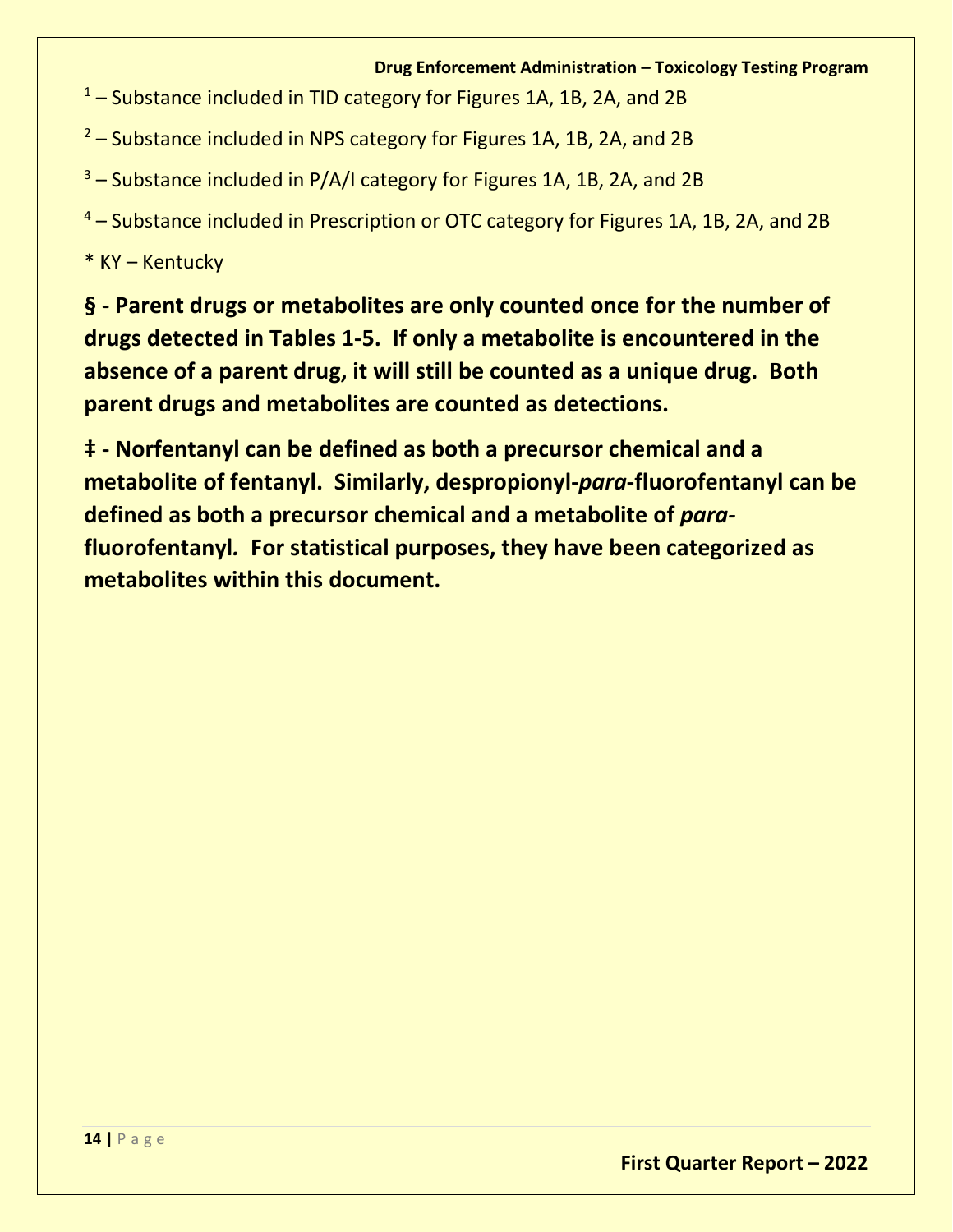[1] – Substance included in TID category for Figures 1A, 1B, 2A, and 2B

[2] – Substance included in NPS category for Figures 1A, 1B, 2A, and 2B

[3] – Substance included in P/A/I category for Figures 1A, 1B, 2A, and 2B

[4] – Substance included in Prescription or OTC category for Figures 1A, 1B, 2A, and 2B

* KY – Kentucky

**§ - Parent drugs or metabolites are only counted once for the number of drugs detected in Tables 1-5. If only a metabolite is encountered in the absence of a parent drug, it will still be counted as a unique drug. Both parent drugs and metabolites are counted as detections.**

**‡ - Norfentanyl can be defined as both a precursor chemical and a metabolite of fentanyl. Similarly, despropionyl-*para*-fluorofentanyl can be defined as both a precursor chemical and a metabolite of *para*-fluorofentanyl. For statistical purposes, they have been categorized as metabolites within this document.**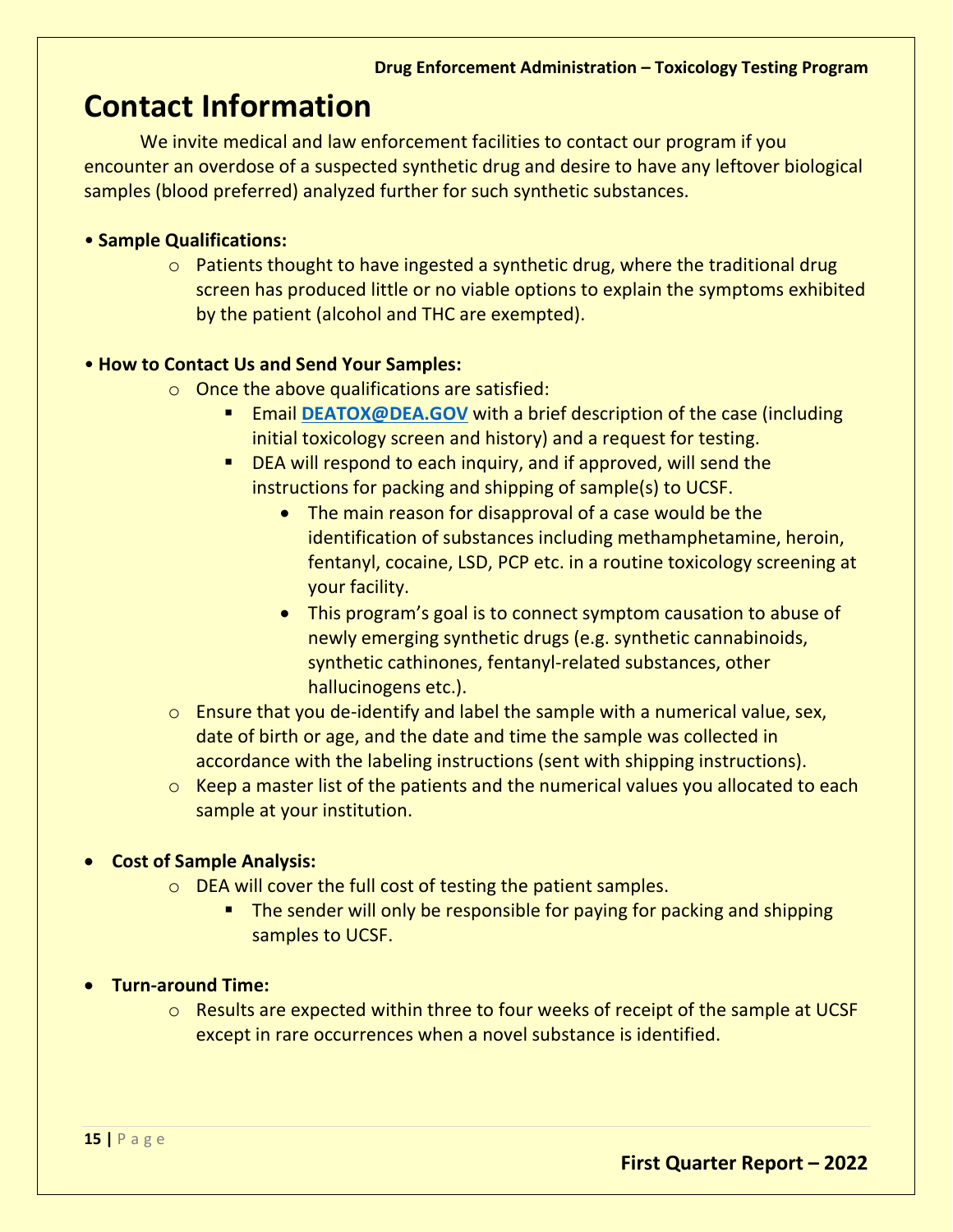# Contact Information

We invite medical and law enforcement facilities to contact our program if you encounter an overdose of a suspected synthetic drug and desire to have any leftover biological samples (blood preferred) analyzed further for such synthetic substances.

- **Sample Qualifications:**
  - Patients thought to have ingested a synthetic drug, where the traditional drug screen has produced little or no viable options to explain the symptoms exhibited by the patient (alcohol and THC are exempted).

- **How to Contact Us and Send Your Samples:**
  - Once the above qualifications are satisfied:
    - Email **DEATOX@DEA.GOV** with a brief description of the case (including initial toxicology screen and history) and a request for testing.
    - DEA will respond to each inquiry, and if approved, will send the instructions for packing and shipping of sample(s) to UCSF.
      - The main reason for disapproval of a case would be the identification of substances including methamphetamine, heroin, fentanyl, cocaine, LSD, PCP etc. in a routine toxicology screening at your facility.
      - This program's goal is to connect symptom causation to abuse of newly emerging synthetic drugs (e.g. synthetic cannabinoids, synthetic cathinones, fentanyl-related substances, other hallucinogens etc.).
  - Ensure that you de-identify and label the sample with a numerical value, sex, date of birth or age, and the date and time the sample was collected in accordance with the labeling instructions (sent with shipping instructions).
  - Keep a master list of the patients and the numerical values you allocated to each sample at your institution.

- **Cost of Sample Analysis:**
  - DEA will cover the full cost of testing the patient samples.
    - The sender will only be responsible for paying for packing and shipping samples to UCSF.

- **Turn-around Time:**
  - Results are expected within three to four weeks of receipt of the sample at UCSF except in rare occurrences when a novel substance is identified.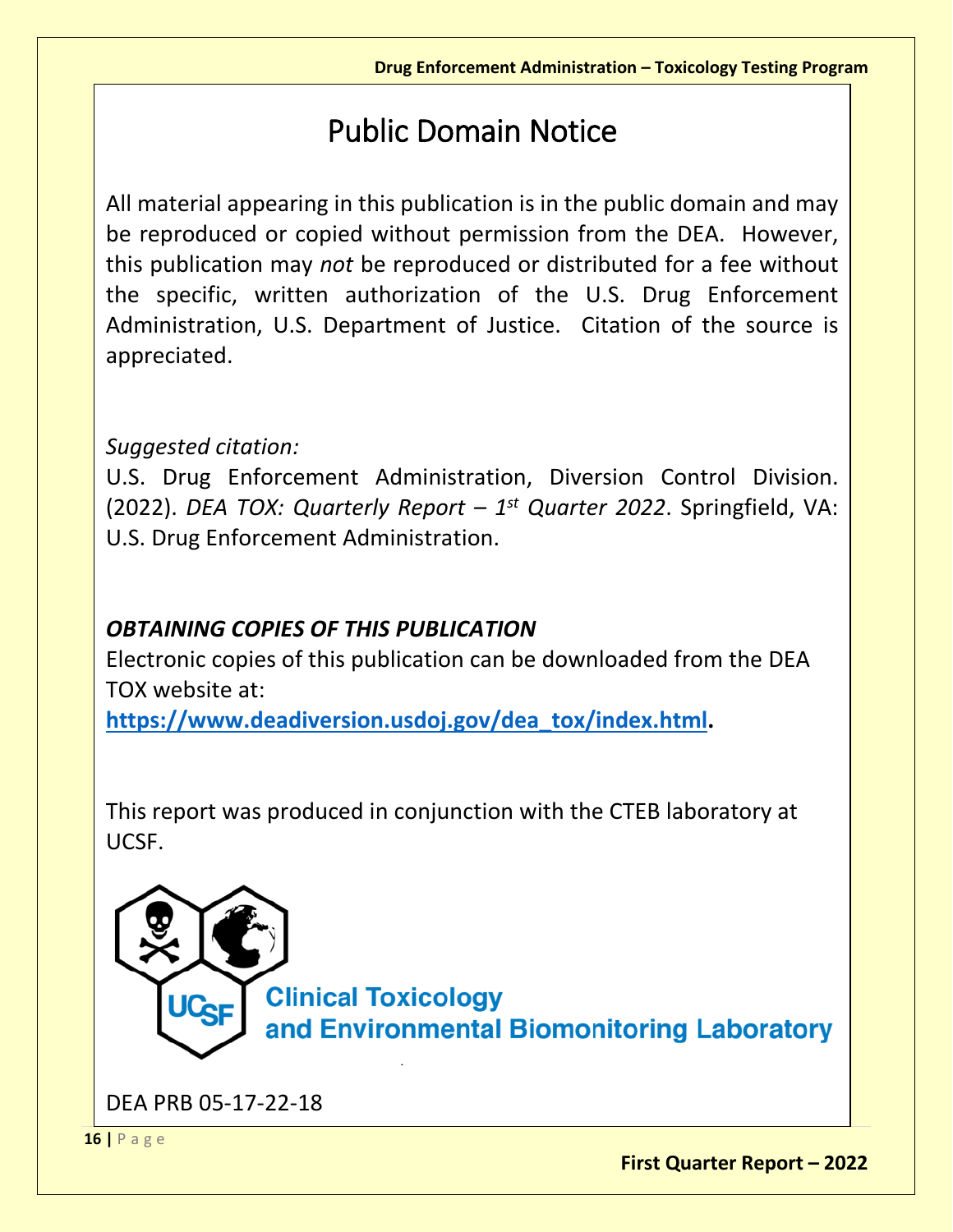# Public Domain Notice

All material appearing in this publication is in the public domain and may be reproduced or copied without permission from the DEA. However, this publication may *not* be reproduced or distributed for a fee without the specific, written authorization of the U.S. Drug Enforcement Administration, U.S. Department of Justice. Citation of the source is appreciated.

*Suggested citation:*
U.S. Drug Enforcement Administration, Diversion Control Division. (2022). *DEA TOX: Quarterly Report – 1st Quarter 2022*. Springfield, VA: U.S. Drug Enforcement Administration.

***OBTAINING COPIES OF THIS PUBLICATION***
Electronic copies of this publication can be downloaded from the DEA TOX website at:
**https://www.deadiversion.usdoj.gov/dea_tox/index.html.**

This report was produced in conjunction with the CTEB laboratory at UCSF.

UCSF Clinical Toxicology and Environmental Biomonitoring Laboratory

DEA PRB 05-17-22-18